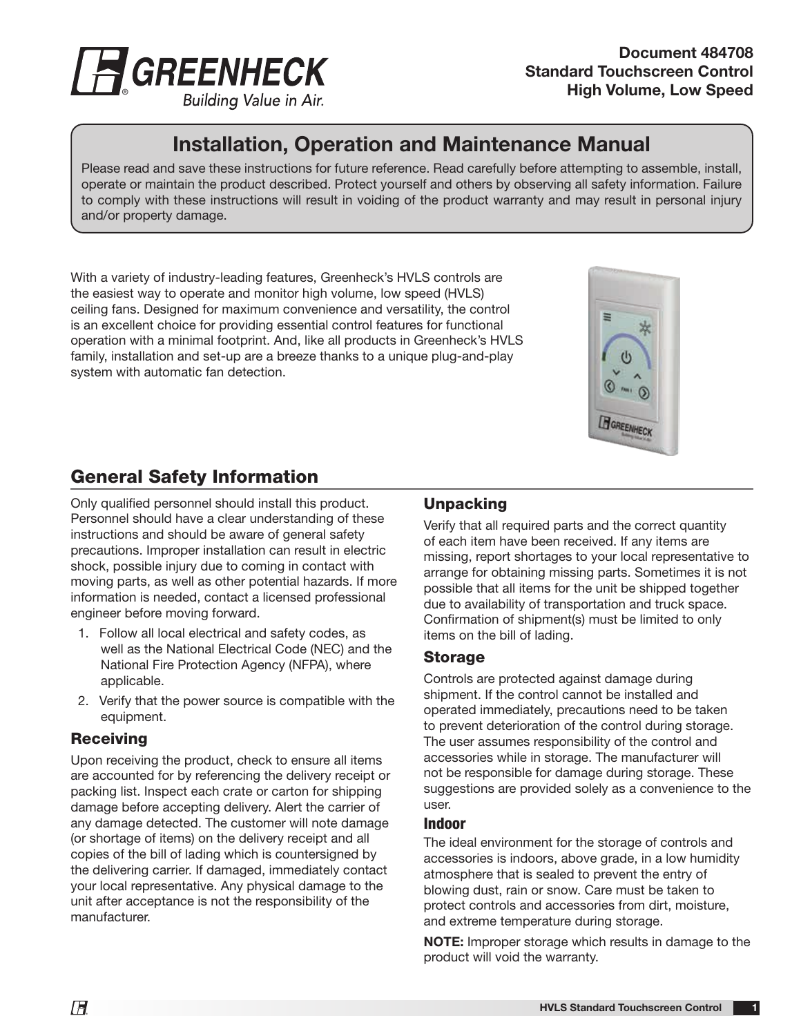**Document 484708**
**Standard Touchscreen Control**
**High Volume, Low Speed**

# Installation, Operation and Maintenance Manual

Please read and save these instructions for future reference. Read carefully before attempting to assemble, install, operate or maintain the product described. Protect yourself and others by observing all safety information. Failure to comply with these instructions will result in voiding of the product warranty and may result in personal injury and/or property damage.

With a variety of industry-leading features, Greenheck's HVLS controls are the easiest way to operate and monitor high volume, low speed (HVLS) ceiling fans. Designed for maximum convenience and versatility, the control is an excellent choice for providing essential control features for functional operation with a minimal footprint. And, like all products in Greenheck's HVLS family, installation and set-up are a breeze thanks to a unique plug-and-play system with automatic fan detection.

## General Safety Information

Only qualified personnel should install this product. Personnel should have a clear understanding of these instructions and should be aware of general safety precautions. Improper installation can result in electric shock, possible injury due to coming in contact with moving parts, as well as other potential hazards. If more information is needed, contact a licensed professional engineer before moving forward.

1. Follow all local electrical and safety codes, as well as the National Electrical Code (NEC) and the National Fire Protection Agency (NFPA), where applicable.
2. Verify that the power source is compatible with the equipment.

### Receiving

Upon receiving the product, check to ensure all items are accounted for by referencing the delivery receipt or packing list. Inspect each crate or carton for shipping damage before accepting delivery. Alert the carrier of any damage detected. The customer will note damage (or shortage of items) on the delivery receipt and all copies of the bill of lading which is countersigned by the delivering carrier. If damaged, immediately contact your local representative. Any physical damage to the unit after acceptance is not the responsibility of the manufacturer.

### Unpacking

Verify that all required parts and the correct quantity of each item have been received. If any items are missing, report shortages to your local representative to arrange for obtaining missing parts. Sometimes it is not possible that all items for the unit be shipped together due to availability of transportation and truck space. Confirmation of shipment(s) must be limited to only items on the bill of lading.

### Storage

Controls are protected against damage during shipment. If the control cannot be installed and operated immediately, precautions need to be taken to prevent deterioration of the control during storage. The user assumes responsibility of the control and accessories while in storage. The manufacturer will not be responsible for damage during storage. These suggestions are provided solely as a convenience to the user.

#### Indoor

The ideal environment for the storage of controls and accessories is indoors, above grade, in a low humidity atmosphere that is sealed to prevent the entry of blowing dust, rain or snow. Care must be taken to protect controls and accessories from dirt, moisture, and extreme temperature during storage.

**NOTE:** Improper storage which results in damage to the product will void the warranty.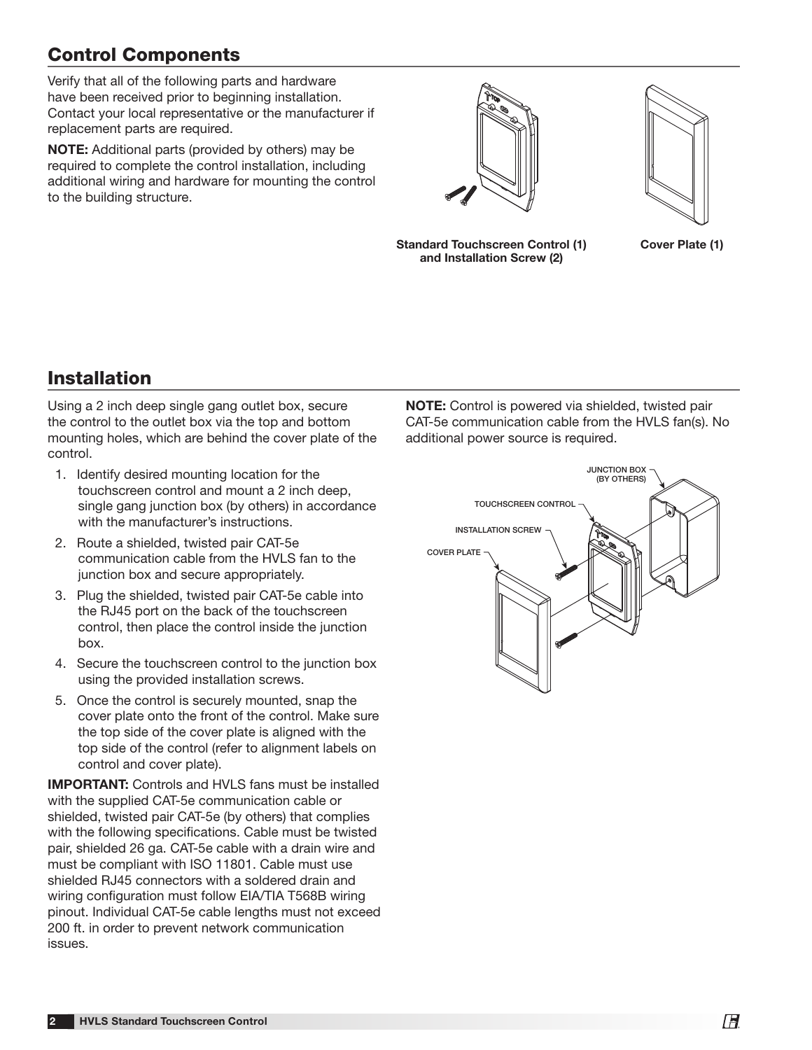## Control Components

Verify that all of the following parts and hardware have been received prior to beginning installation. Contact your local representative or the manufacturer if replacement parts are required.

**NOTE:** Additional parts (provided by others) may be required to complete the control installation, including additional wiring and hardware for mounting the control to the building structure.

**Standard Touchscreen Control (1) and Installation Screw (2)**

**Cover Plate (1)**

## Installation

Using a 2 inch deep single gang outlet box, secure the control to the outlet box via the top and bottom mounting holes, which are behind the cover plate of the control.

1. Identify desired mounting location for the touchscreen control and mount a 2 inch deep, single gang junction box (by others) in accordance with the manufacturer's instructions.
2. Route a shielded, twisted pair CAT-5e communication cable from the HVLS fan to the junction box and secure appropriately.
3. Plug the shielded, twisted pair CAT-5e cable into the RJ45 port on the back of the touchscreen control, then place the control inside the junction box.
4. Secure the touchscreen control to the junction box using the provided installation screws.
5. Once the control is securely mounted, snap the cover plate onto the front of the control. Make sure the top side of the cover plate is aligned with the top side of the control (refer to alignment labels on control and cover plate).

**IMPORTANT:** Controls and HVLS fans must be installed with the supplied CAT-5e communication cable or shielded, twisted pair CAT-5e (by others) that complies with the following specifications. Cable must be twisted pair, shielded 26 ga. CAT-5e cable with a drain wire and must be compliant with ISO 11801. Cable must use shielded RJ45 connectors with a soldered drain and wiring configuration must follow EIA/TIA T568B wiring pinout. Individual CAT-5e cable lengths must not exceed 200 ft. in order to prevent network communication issues.

**NOTE:** Control is powered via shielded, twisted pair CAT-5e communication cable from the HVLS fan(s). No additional power source is required.

JUNCTION BOX (BY OTHERS)

TOUCHSCREEN CONTROL

INSTALLATION SCREW

COVER PLATE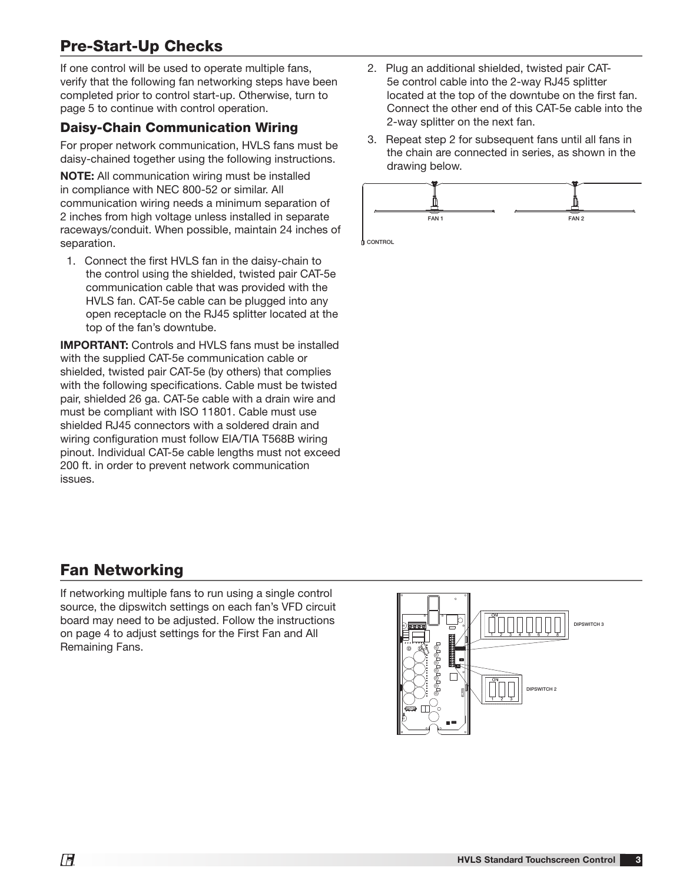## Pre-Start-Up Checks

If one control will be used to operate multiple fans, verify that the following fan networking steps have been completed prior to control start-up. Otherwise, turn to page 5 to continue with control operation.

### Daisy-Chain Communication Wiring

For proper network communication, HVLS fans must be daisy-chained together using the following instructions.

**NOTE:** All communication wiring must be installed in compliance with NEC 800-52 or similar. All communication wiring needs a minimum separation of 2 inches from high voltage unless installed in separate raceways/conduit. When possible, maintain 24 inches of separation.

1. Connect the first HVLS fan in the daisy-chain to the control using the shielded, twisted pair CAT-5e communication cable that was provided with the HVLS fan. CAT-5e cable can be plugged into any open receptacle on the RJ45 splitter located at the top of the fan's downtube.

**IMPORTANT:** Controls and HVLS fans must be installed with the supplied CAT-5e communication cable or shielded, twisted pair CAT-5e (by others) that complies with the following specifications. Cable must be twisted pair, shielded 26 ga. CAT-5e cable with a drain wire and must be compliant with ISO 11801. Cable must use shielded RJ45 connectors with a soldered drain and wiring configuration must follow EIA/TIA T568B wiring pinout. Individual CAT-5e cable lengths must not exceed 200 ft. in order to prevent network communication issues.

2. Plug an additional shielded, twisted pair CAT-5e control cable into the 2-way RJ45 splitter located at the top of the downtube on the first fan. Connect the other end of this CAT-5e cable into the 2-way splitter on the next fan.
3. Repeat step 2 for subsequent fans until all fans in the chain are connected in series, as shown in the drawing below.

FAN 1 FAN 2

CONTROL

## Fan Networking

If networking multiple fans to run using a single control source, the dipswitch settings on each fan's VFD circuit board may need to be adjusted. Follow the instructions on page 4 to adjust settings for the First Fan and All Remaining Fans.

DIPSWITCH 3

DIPSWITCH 2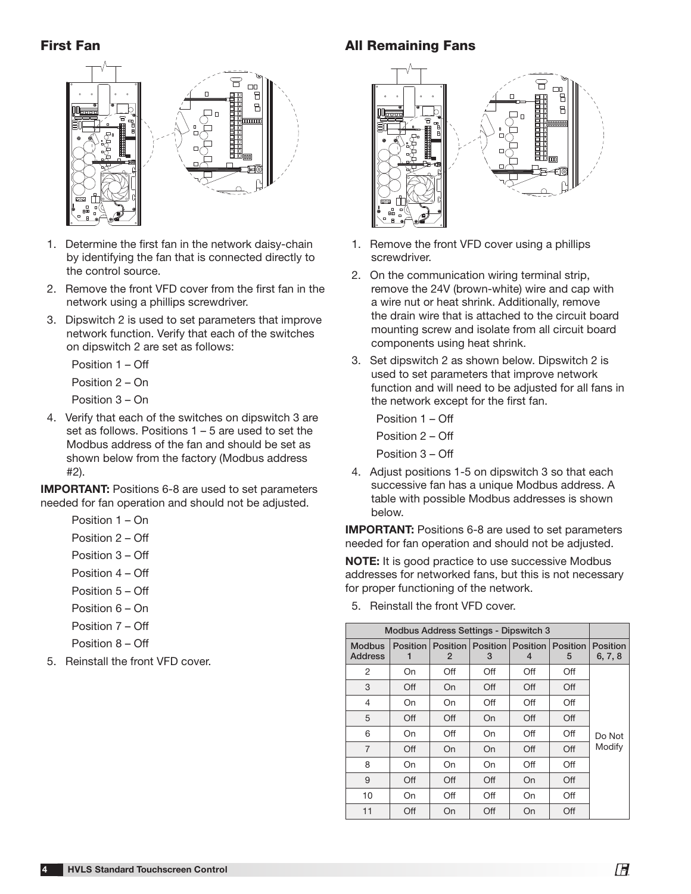## First Fan

1. Determine the first fan in the network daisy-chain by identifying the fan that is connected directly to the control source.
2. Remove the front VFD cover from the first fan in the network using a phillips screwdriver.
3. Dipswitch 2 is used to set parameters that improve network function. Verify that each of the switches on dipswitch 2 are set as follows:

   Position 1 – Off

   Position 2 – On

   Position 3 – On
4. Verify that each of the switches on dipswitch 3 are set as follows. Positions 1 – 5 are used to set the Modbus address of the fan and should be set as shown below from the factory (Modbus address #2).

**IMPORTANT:** Positions 6-8 are used to set parameters needed for fan operation and should not be adjusted.

   Position 1 – On

   Position 2 – Off

   Position 3 – Off

   Position 4 – Off

   Position 5 – Off

   Position 6 – On

   Position 7 – Off

   Position 8 – Off

5. Reinstall the front VFD cover.

## All Remaining Fans

1. Remove the front VFD cover using a phillips screwdriver.
2. On the communication wiring terminal strip, remove the 24V (brown-white) wire and cap with a wire nut or heat shrink. Additionally, remove the drain wire that is attached to the circuit board mounting screw and isolate from all circuit board components using heat shrink.
3. Set dipswitch 2 as shown below. Dipswitch 2 is used to set parameters that improve network function and will need to be adjusted for all fans in the network except for the first fan.

   Position 1 – Off

   Position 2 – Off

   Position 3 – Off
4. Adjust positions 1-5 on dipswitch 3 so that each successive fan has a unique Modbus address. A table with possible Modbus addresses is shown below.

**IMPORTANT:** Positions 6-8 are used to set parameters needed for fan operation and should not be adjusted.

**NOTE:** It is good practice to use successive Modbus addresses for networked fans, but this is not necessary for proper functioning of the network.

5. Reinstall the front VFD cover.

| Modbus Address Settings - Dipswitch 3 | | | | | | |
|---|---|---|---|---|---|---|
| Modbus Address | Position 1 | Position 2 | Position 3 | Position 4 | Position 5 | Position 6, 7, 8 |
| 2 | On | Off | Off | Off | Off | Do Not Modify |
| 3 | Off | On | Off | Off | Off | |
| 4 | On | On | Off | Off | Off | |
| 5 | Off | Off | On | Off | Off | |
| 6 | On | Off | On | Off | Off | |
| 7 | Off | On | On | Off | Off | |
| 8 | On | On | On | Off | Off | |
| 9 | Off | Off | Off | On | Off | |
| 10 | On | Off | Off | On | Off | |
| 11 | Off | On | Off | On | Off | |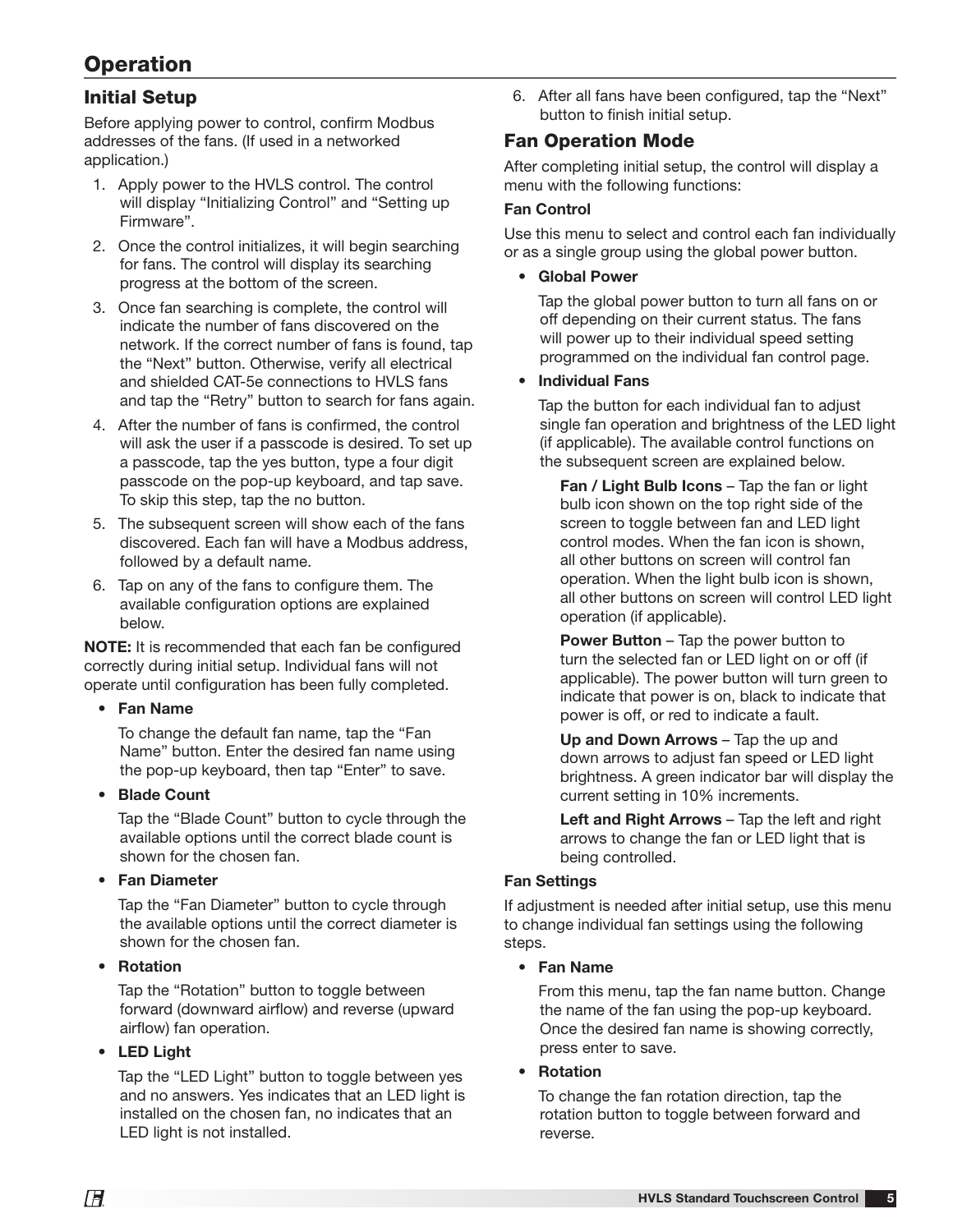# Operation

## Initial Setup

Before applying power to control, confirm Modbus addresses of the fans. (If used in a networked application.)

1. Apply power to the HVLS control. The control will display "Initializing Control" and "Setting up Firmware".
2. Once the control initializes, it will begin searching for fans. The control will display its searching progress at the bottom of the screen.
3. Once fan searching is complete, the control will indicate the number of fans discovered on the network. If the correct number of fans is found, tap the "Next" button. Otherwise, verify all electrical and shielded CAT-5e connections to HVLS fans and tap the "Retry" button to search for fans again.
4. After the number of fans is confirmed, the control will ask the user if a passcode is desired. To set up a passcode, tap the yes button, type a four digit passcode on the pop-up keyboard, and tap save. To skip this step, tap the no button.
5. The subsequent screen will show each of the fans discovered. Each fan will have a Modbus address, followed by a default name.
6. Tap on any of the fans to configure them. The available configuration options are explained below.

**NOTE:** It is recommended that each fan be configured correctly during initial setup. Individual fans will not operate until configuration has been fully completed.

- **Fan Name**

  To change the default fan name, tap the "Fan Name" button. Enter the desired fan name using the pop-up keyboard, then tap "Enter" to save.

- **Blade Count**

  Tap the "Blade Count" button to cycle through the available options until the correct blade count is shown for the chosen fan.

- **Fan Diameter**

  Tap the "Fan Diameter" button to cycle through the available options until the correct diameter is shown for the chosen fan.

- **Rotation**

  Tap the "Rotation" button to toggle between forward (downward airflow) and reverse (upward airflow) fan operation.

- **LED Light**

  Tap the "LED Light" button to toggle between yes and no answers. Yes indicates that an LED light is installed on the chosen fan, no indicates that an LED light is not installed.

6. After all fans have been configured, tap the "Next" button to finish initial setup.

## Fan Operation Mode

After completing initial setup, the control will display a menu with the following functions:

**Fan Control**

Use this menu to select and control each fan individually or as a single group using the global power button.

- **Global Power**

  Tap the global power button to turn all fans on or off depending on their current status. The fans will power up to their individual speed setting programmed on the individual fan control page.

- **Individual Fans**

  Tap the button for each individual fan to adjust single fan operation and brightness of the LED light (if applicable). The available control functions on the subsequent screen are explained below.

  **Fan / Light Bulb Icons** – Tap the fan or light bulb icon shown on the top right side of the screen to toggle between fan and LED light control modes. When the fan icon is shown, all other buttons on screen will control fan operation. When the light bulb icon is shown, all other buttons on screen will control LED light operation (if applicable).

  **Power Button** – Tap the power button to turn the selected fan or LED light on or off (if applicable). The power button will turn green to indicate that power is on, black to indicate that power is off, or red to indicate a fault.

  **Up and Down Arrows** – Tap the up and down arrows to adjust fan speed or LED light brightness. A green indicator bar will display the current setting in 10% increments.

  **Left and Right Arrows** – Tap the left and right arrows to change the fan or LED light that is being controlled.

**Fan Settings**

If adjustment is needed after initial setup, use this menu to change individual fan settings using the following steps.

- **Fan Name**

  From this menu, tap the fan name button. Change the name of the fan using the pop-up keyboard. Once the desired fan name is showing correctly, press enter to save.

- **Rotation**

  To change the fan rotation direction, tap the rotation button to toggle between forward and reverse.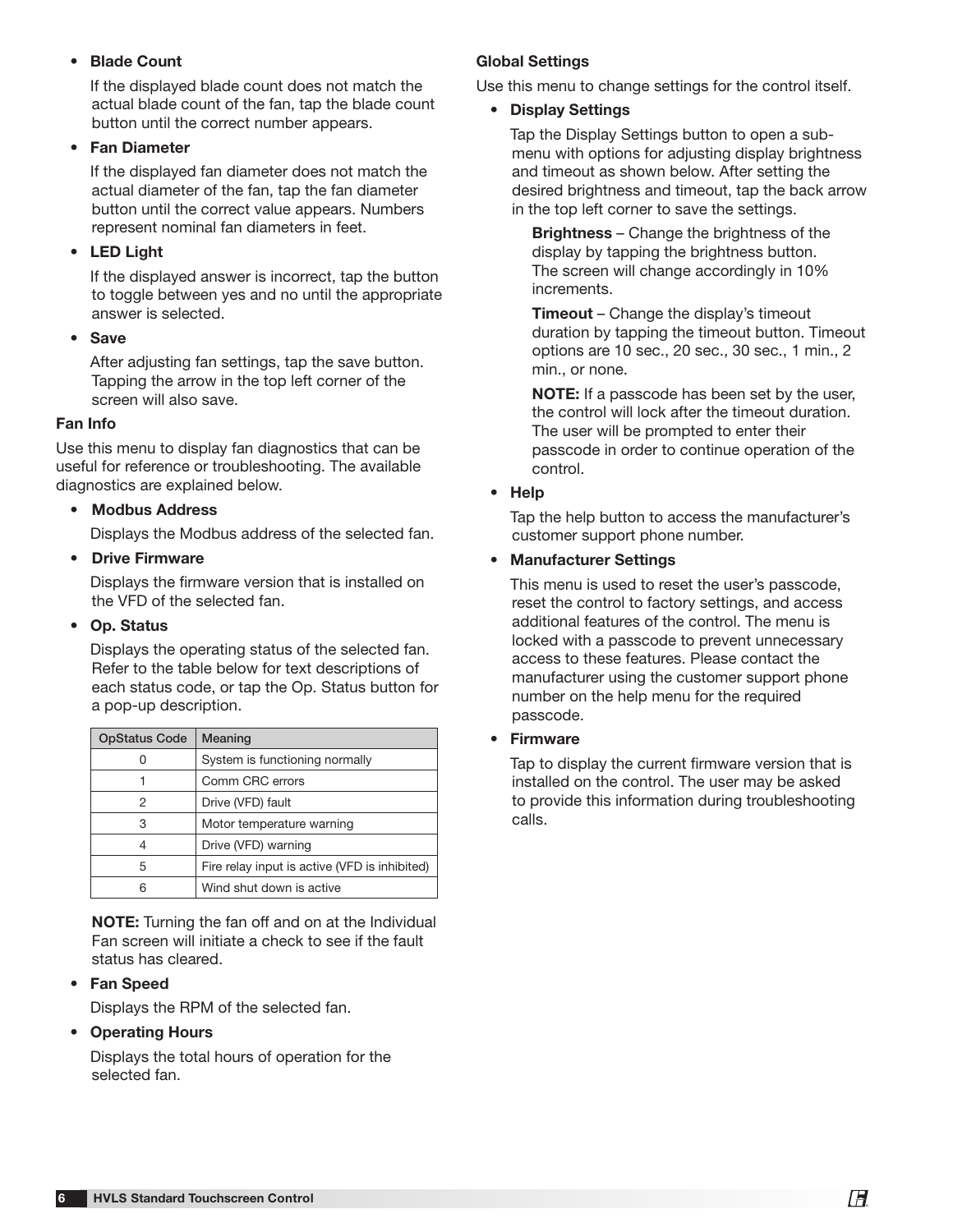- **Blade Count**

  If the displayed blade count does not match the actual blade count of the fan, tap the blade count button until the correct number appears.

- **Fan Diameter**

  If the displayed fan diameter does not match the actual diameter of the fan, tap the fan diameter button until the correct value appears. Numbers represent nominal fan diameters in feet.

- **LED Light**

  If the displayed answer is incorrect, tap the button to toggle between yes and no until the appropriate answer is selected.

- **Save**

  After adjusting fan settings, tap the save button. Tapping the arrow in the top left corner of the screen will also save.

### Fan Info

Use this menu to display fan diagnostics that can be useful for reference or troubleshooting. The available diagnostics are explained below.

- **Modbus Address**

  Displays the Modbus address of the selected fan.

- **Drive Firmware**

  Displays the firmware version that is installed on the VFD of the selected fan.

- **Op. Status**

  Displays the operating status of the selected fan. Refer to the table below for text descriptions of each status code, or tap the Op. Status button for a pop-up description.

| OpStatus Code | Meaning |
| --- | --- |
| 0 | System is functioning normally |
| 1 | Comm CRC errors |
| 2 | Drive (VFD) fault |
| 3 | Motor temperature warning |
| 4 | Drive (VFD) warning |
| 5 | Fire relay input is active (VFD is inhibited) |
| 6 | Wind shut down is active |

  **NOTE:** Turning the fan off and on at the Individual Fan screen will initiate a check to see if the fault status has cleared.

- **Fan Speed**

  Displays the RPM of the selected fan.

- **Operating Hours**

  Displays the total hours of operation for the selected fan.

### Global Settings

Use this menu to change settings for the control itself.

- **Display Settings**

  Tap the Display Settings button to open a sub-menu with options for adjusting display brightness and timeout as shown below. After setting the desired brightness and timeout, tap the back arrow in the top left corner to save the settings.

  **Brightness** – Change the brightness of the display by tapping the brightness button. The screen will change accordingly in 10% increments.

  **Timeout** – Change the display's timeout duration by tapping the timeout button. Timeout options are 10 sec., 20 sec., 30 sec., 1 min., 2 min., or none.

  **NOTE:** If a passcode has been set by the user, the control will lock after the timeout duration. The user will be prompted to enter their passcode in order to continue operation of the control.

- **Help**

  Tap the help button to access the manufacturer's customer support phone number.

- **Manufacturer Settings**

  This menu is used to reset the user's passcode, reset the control to factory settings, and access additional features of the control. The menu is locked with a passcode to prevent unnecessary access to these features. Please contact the manufacturer using the customer support phone number on the help menu for the required passcode.

- **Firmware**

  Tap to display the current firmware version that is installed on the control. The user may be asked to provide this information during troubleshooting calls.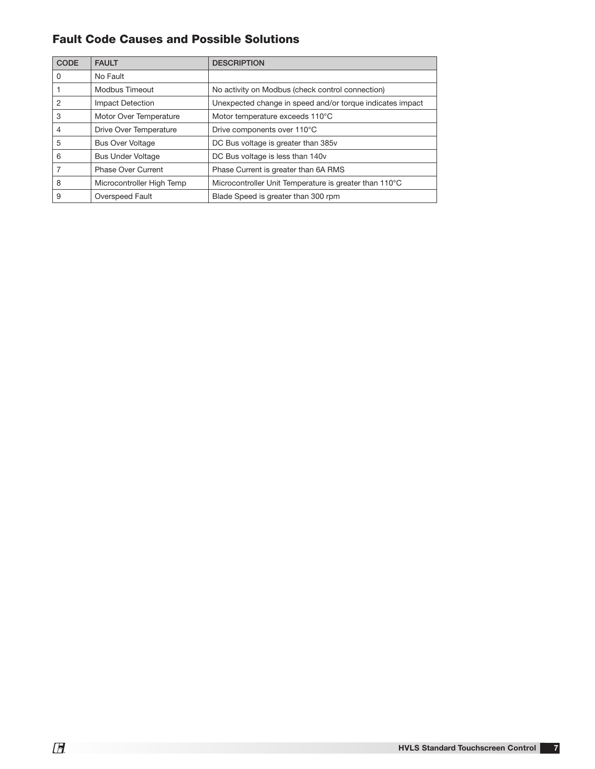## Fault Code Causes and Possible Solutions

| CODE | FAULT | DESCRIPTION |
|---|---|---|
| 0 | No Fault | |
| 1 | Modbus Timeout | No activity on Modbus (check control connection) |
| 2 | Impact Detection | Unexpected change in speed and/or torque indicates impact |
| 3 | Motor Over Temperature | Motor temperature exceeds 110°C |
| 4 | Drive Over Temperature | Drive components over 110°C |
| 5 | Bus Over Voltage | DC Bus voltage is greater than 385v |
| 6 | Bus Under Voltage | DC Bus voltage is less than 140v |
| 7 | Phase Over Current | Phase Current is greater than 6A RMS |
| 8 | Microcontroller High Temp | Microcontroller Unit Temperature is greater than 110°C |
| 9 | Overspeed Fault | Blade Speed is greater than 300 rpm |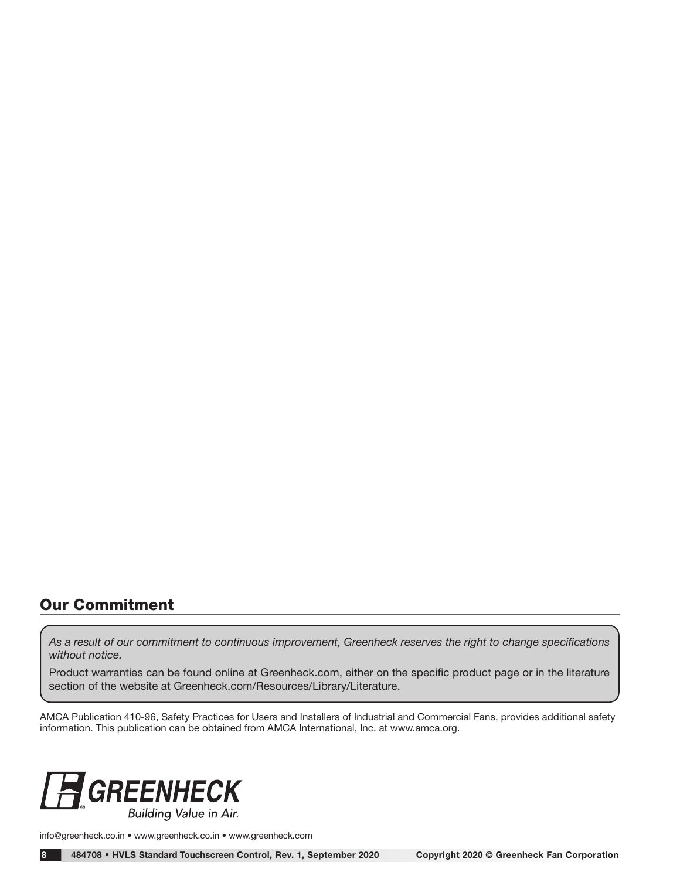## Our Commitment

*As a result of our commitment to continuous improvement, Greenheck reserves the right to change specifications without notice.*

Product warranties can be found online at Greenheck.com, either on the specific product page or in the literature section of the website at Greenheck.com/Resources/Library/Literature.

AMCA Publication 410-96, Safety Practices for Users and Installers of Industrial and Commercial Fans, provides additional safety information. This publication can be obtained from AMCA International, Inc. at www.amca.org.

GREENHECK
Building Value in Air.

info@greenheck.co.in • www.greenheck.co.in • www.greenheck.com

484708 • HVLS Standard Touchscreen Control, Rev. 1, September 2020 Copyright 2020 © Greenheck Fan Corporation